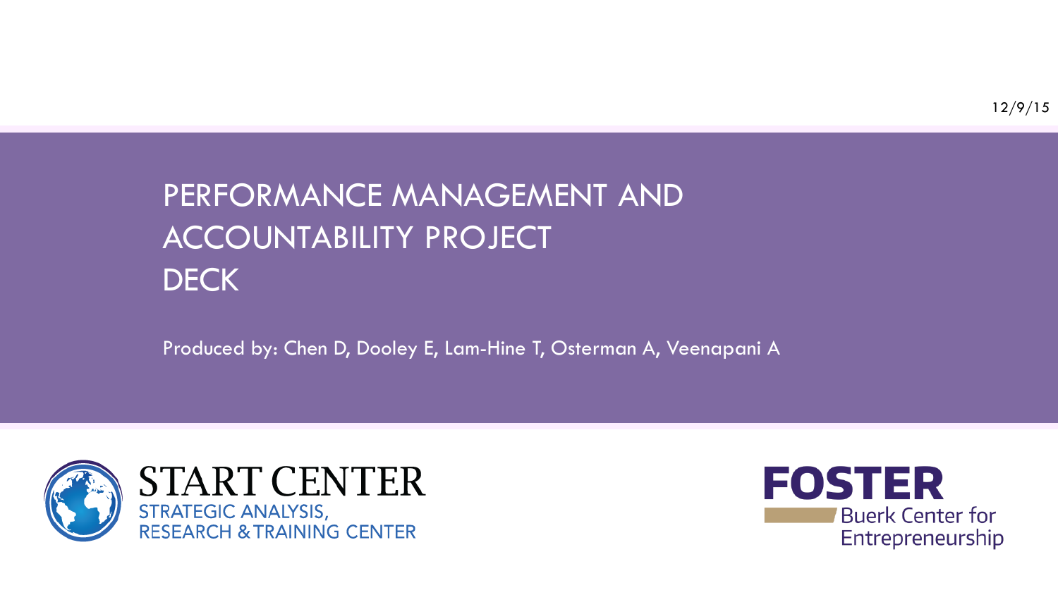12/9/15

# PERFORMANCE MANAGEMENT AND ACCOUNTABILITY PROJECT DECK

Produced by: Chen D, Dooley E, Lam-Hine T, Osterman A, Veenapani A

START CENTER
STRATEGIC ANALYSIS, RESEARCH & TRAINING CENTER

FOSTER
Buerk Center for Entrepreneurship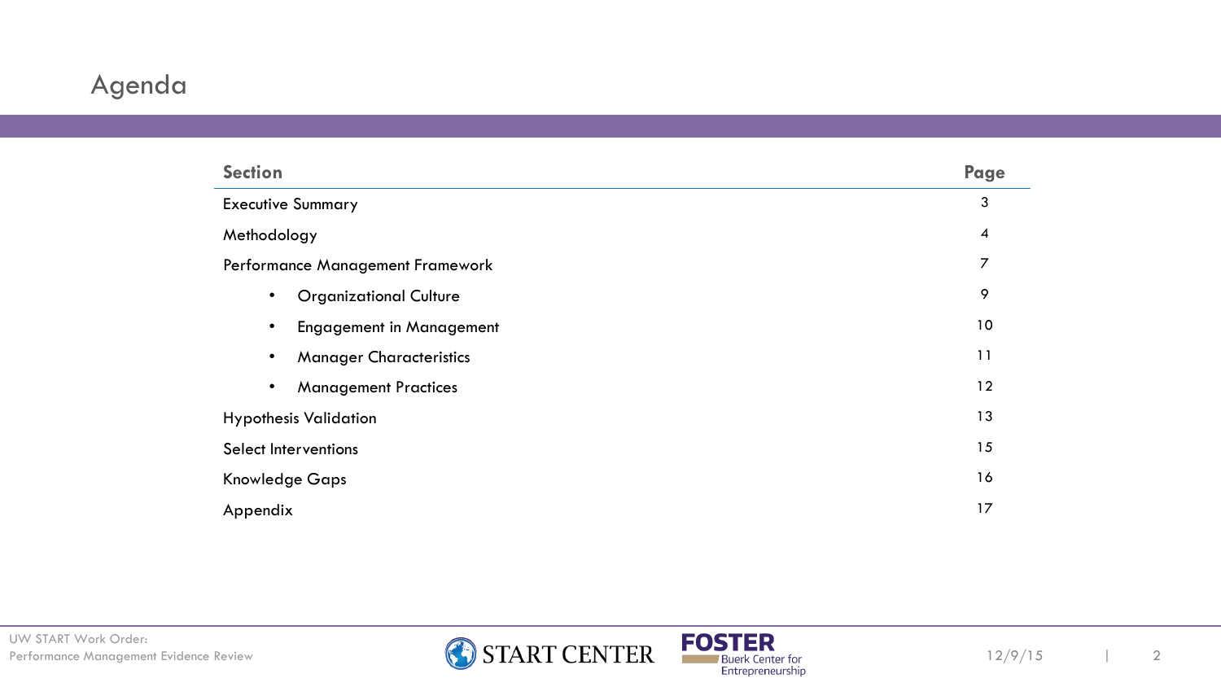# Agenda

| Section | Page |
|---|---|
| Executive Summary | 3 |
| Methodology | 4 |
| Performance Management Framework | 7 |
| • Organizational Culture | 9 |
| • Engagement in Management | 10 |
| • Manager Characteristics | 11 |
| • Management Practices | 12 |
| Hypothesis Validation | 13 |
| Select Interventions | 15 |
| Knowledge Gaps | 16 |
| Appendix | 17 |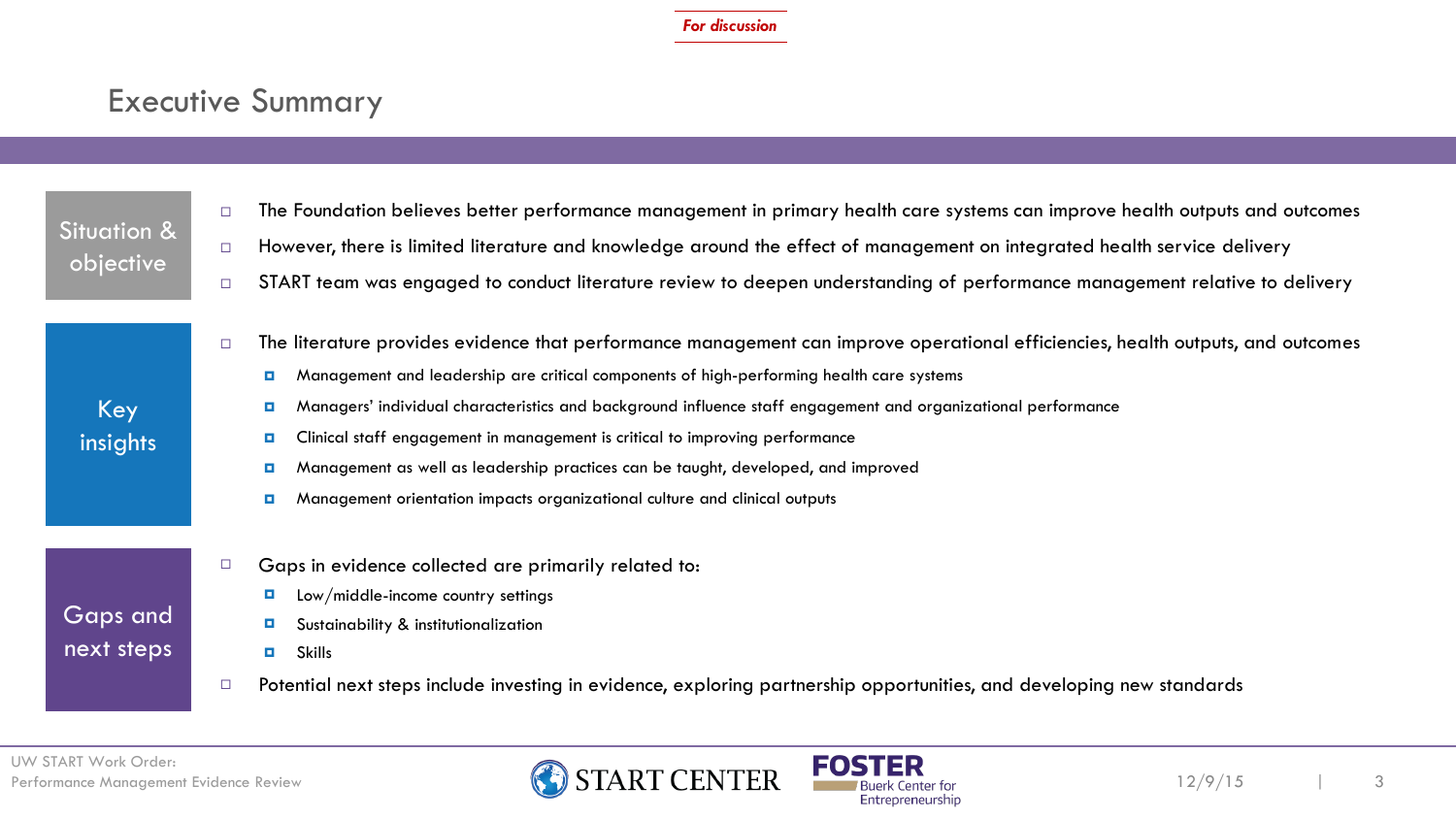*For discussion*

# Executive Summary

## Situation & objective

- The Foundation believes better performance management in primary health care systems can improve health outputs and outcomes
- However, there is limited literature and knowledge around the effect of management on integrated health service delivery
- START team was engaged to conduct literature review to deepen understanding of performance management relative to delivery

## Key insights

- The literature provides evidence that performance management can improve operational efficiencies, health outputs, and outcomes
  - Management and leadership are critical components of high-performing health care systems
  - Managers' individual characteristics and background influence staff engagement and organizational performance
  - Clinical staff engagement in management is critical to improving performance
  - Management as well as leadership practices can be taught, developed, and improved
  - Management orientation impacts organizational culture and clinical outputs

## Gaps and next steps

- Gaps in evidence collected are primarily related to:
  - Low/middle-income country settings
  - Sustainability & institutionalization
  - Skills
- Potential next steps include investing in evidence, exploring partnership opportunities, and developing new standards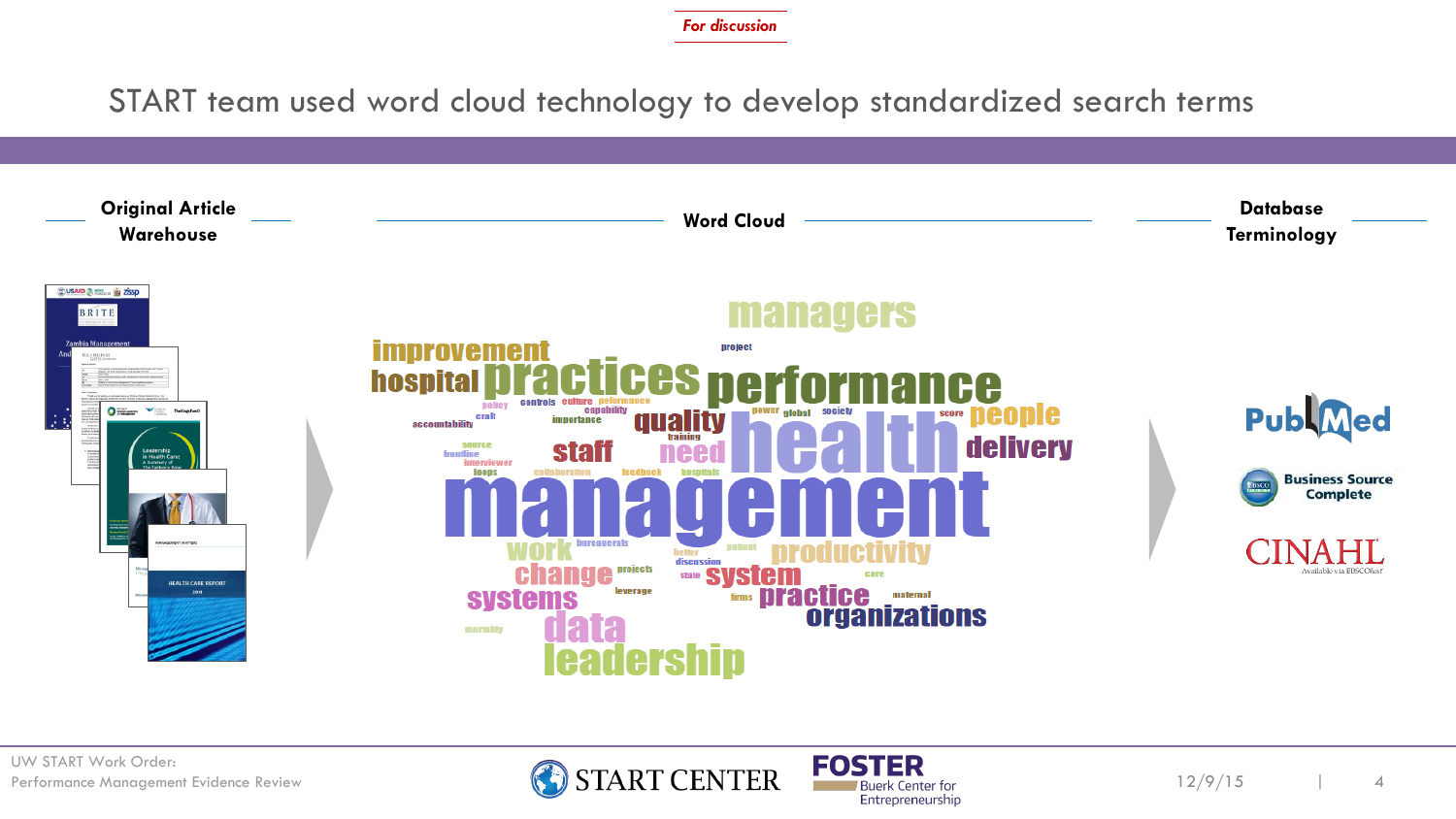*For discussion*

# START team used word cloud technology to develop standardized search terms

## Original Article Warehouse

## Word Cloud

managers
improvement
project
hospital practices performance
policy controls culture performance
craft capability
accountability importance quality power global society score people
training
source staff need health delivery
frontline
interviewer
loops collaboration feedback hospitals
management
work bureaucrats better patient productivity
change projects discussion
state system care
leverage
systems firms practice maternal
organizations
mortality data
leadership

## Database Terminology

PubMed

Business Source Complete

CINAHL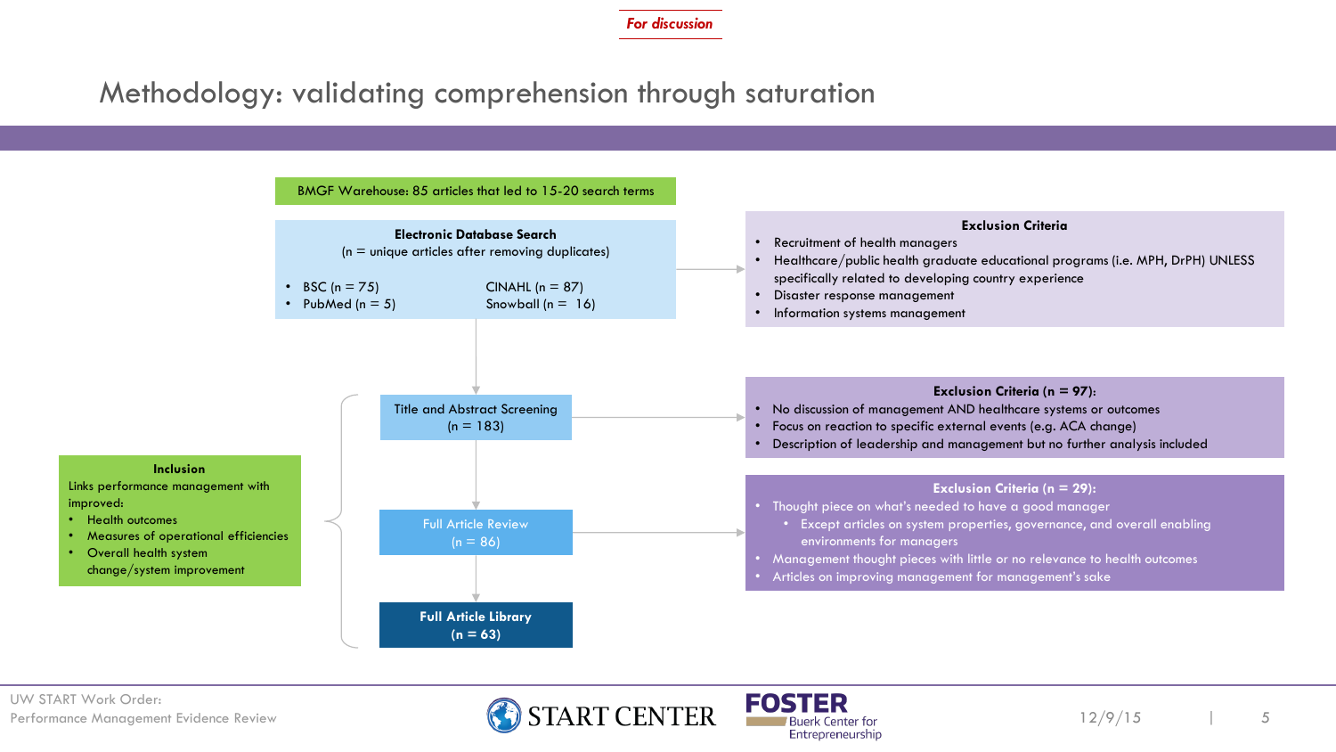*For discussion*

# Methodology: validating comprehension through saturation

**BMGF Warehouse: 85 articles that led to 15-20 search terms**

**Electronic Database Search**
(n = unique articles after removing duplicates)

- BSC (n = 75)
- PubMed (n = 5)
- CINAHL (n = 87)
- Snowball (n = 16)

**Exclusion Criteria**

- Recruitment of health managers
- Healthcare/public health graduate educational programs (i.e. MPH, DrPH) UNLESS specifically related to developing country experience
- Disaster response management
- Information systems management

**Title and Abstract Screening**
(n = 183)

**Exclusion Criteria (n = 97):**

- No discussion of management AND healthcare systems or outcomes
- Focus on reaction to specific external events (e.g. ACA change)
- Description of leadership and management but no further analysis included

**Full Article Review**
(n = 86)

**Exclusion Criteria (n = 29):**

- Thought piece on what's needed to have a good manager
  - Except articles on system properties, governance, and overall enabling environments for managers
- Management thought pieces with little or no relevance to health outcomes
- Articles on improving management for management's sake

**Full Article Library**
(n = 63)

**Inclusion**

Links performance management with improved:

- Health outcomes
- Measures of operational efficiencies
- Overall health system change/system improvement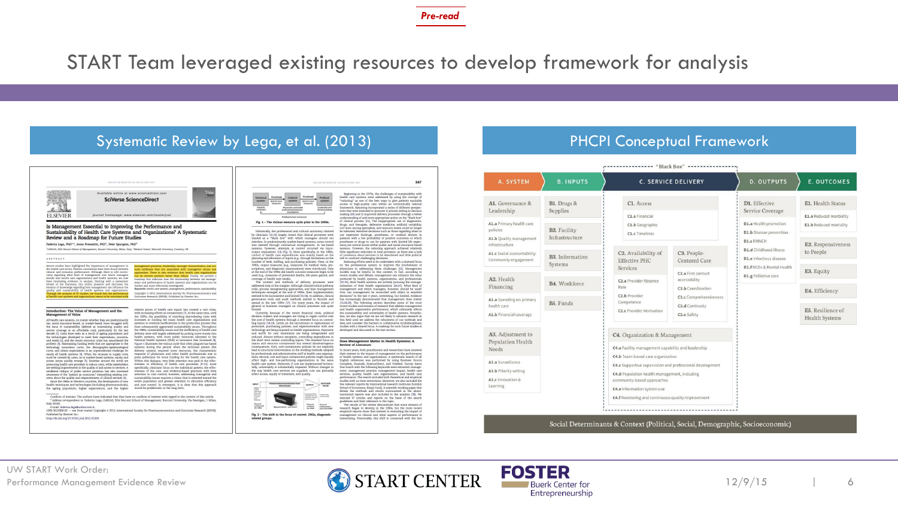*Pre-read*

# START Team leveraged existing resources to develop framework for analysis

## Systematic Review by Lega, et al. (2013)

**Is Management Essential to Improving the Performance and Sustainability of Health Care Systems and Organizations? A Systematic Review and a Roadmap for Future Studies**

Federico Lega, PhD, Anna Prenestini, PhD, Peter Spurgeon, PhD

## PHCPI Conceptual Framework

"Black Box"

| A. SYSTEM | B. INPUTS | C. SERVICE DELIVERY | D. OUTPUTS | E. OUTCOMES |
|---|---|---|---|---|
| **A1. Governance & Leadership** | **B1. Drugs & Supplies** | **C1. Access** | **D1. Effective Service Coverage** | **E1. Health Status** |
| A1.a Primary health care policies | **B2. Facility Infrastructure** | C1.a Financial | D1.a Health promotion | E1.a Reduced morbidity |
| A1.b Quality management infrastructure | **B3. Information Systems** | C1.b Geographic | D1.b Disease prevention | E1.b Reduced mortality |
| A1.c Social accountability: Community engagement | **B4. Workforce** | C1.c Timelines | D1.c RMNCH | **E2. Responsiveness to People** |
| **A2. Health Financing** | **B5. Funds** | **C2. Availability of Effective PHC Services** | D1.d Childhood illness | **E3. Equity** |
| A2.a Spending on primary health care | | C2.a Provider Absence Rate | D1.e Infectious disease | **E4. Efficiency** |
| A2.b Financial coverage | | C2.b Provider Competence | D1.f NCDs & Mental Health | **E5. Resilience of Health Systems** |
| **A3. Adjustment to Population Health Needs** | | C2.c Provider Motivation | D1.g Palliative care | |
| A3.a Surveillance | | **C3. People-Centered Care** | | |
| A3.b Priority setting | | C3.a First contact accessibility | | |
| A3.c Innovation & Learning | | C3.b Coordination | | |
| | | C3.c Comprehensiveness | | |
| | | C3.d Continuity | | |
| | | C3.e Safety | | |
| | | **C4. Organization & Management** | | |
| | | C4.a Facility management capability and leadership | | |
| | | C4.b Team-based care organization | | |
| | | C4.c Supportive supervision and professional development | | |
| | | C4.d Population health management, including community-based approaches | | |
| | | C4.e Information system use | | |
| | | C4.f Monitoring and continuous quality improvement | | |

Social Determinants & Context (Political, Social, Demographic, Socioeconomic)

UW START Work Order:
Performance Management Evidence Review

START CENTER | FOSTER Buerk Center for Entrepreneurship | 12/9/15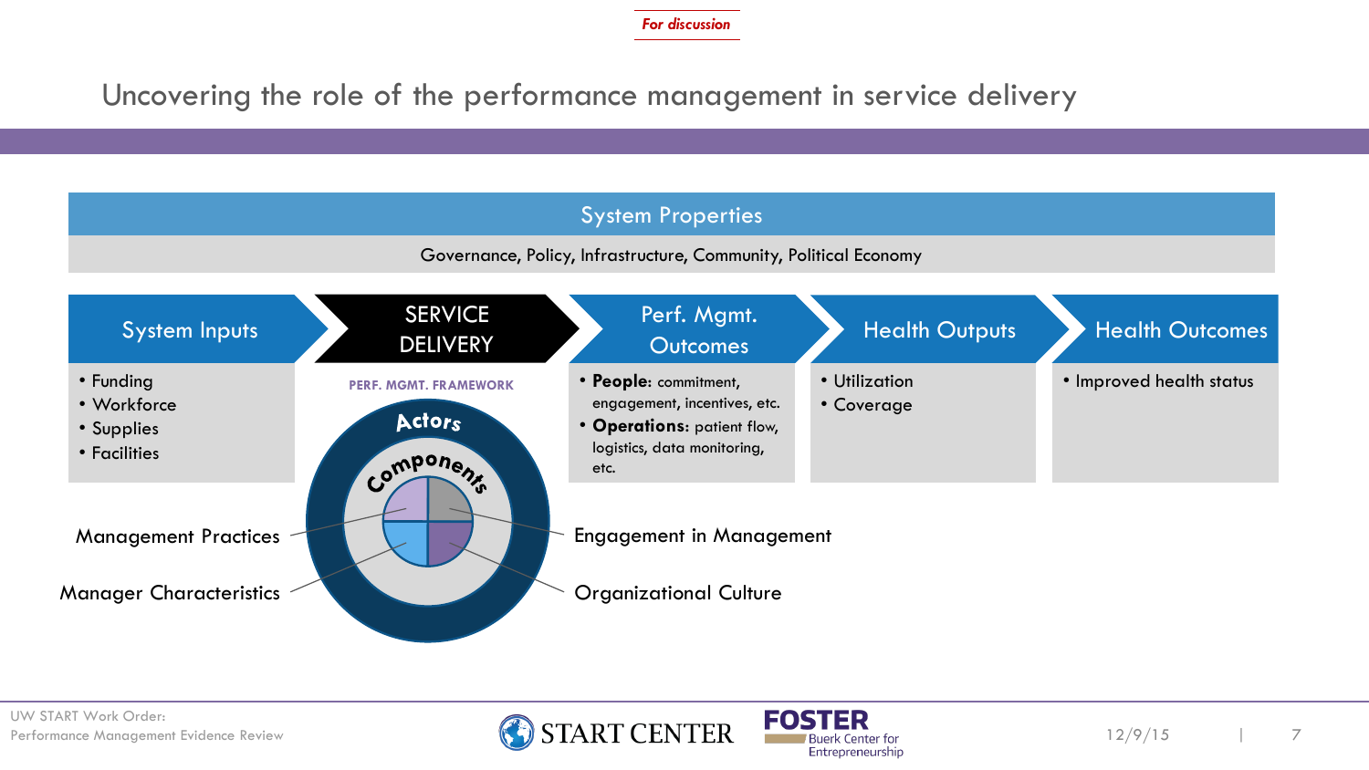*For discussion*

# Uncovering the role of the performance management in service delivery

## System Properties

Governance, Policy, Infrastructure, Community, Political Economy

| System Inputs | SERVICE DELIVERY | Perf. Mgmt. Outcomes | Health Outputs | Health Outcomes |
|---|---|---|---|---|
| • Funding<br>• Workforce<br>• Supplies<br>• Facilities | PERF. MGMT. FRAMEWORK | • **People**: commitment, engagement, incentives, etc.<br>• **Operations**: patient flow, logistics, data monitoring, etc. | • Utilization<br>• Coverage | • Improved health status |

**PERF. MGMT. FRAMEWORK**

- Actors
- Components
  - Management Practices
  - Manager Characteristics
  - Engagement in Management
  - Organizational Culture

UW START Work Order:
Performance Management Evidence Review

START CENTER

FOSTER Buerk Center for Entrepreneurship

12/9/15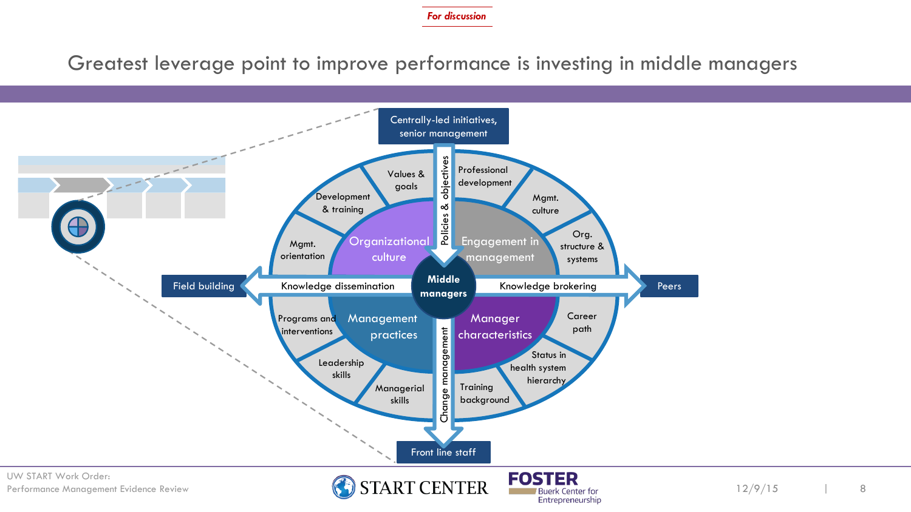*For discussion*

# Greatest leverage point to improve performance is investing in middle managers

Centrally-led initiatives, senior management

Policies & objectives

Field building ← Knowledge dissemination — **Middle managers** — Knowledge brokering → Peers

Change management

Front line staff

**Organizational culture**
- Values & goals
- Development & training
- Mgmt. orientation

**Engagement in management**
- Professional development
- Mgmt. culture
- Org. structure & systems

**Management practices**
- Programs and interventions
- Leadership skills
- Managerial skills

**Manager characteristics**
- Career path
- Status in health system hierarchy
- Training background

UW START Work Order:
Performance Management Evidence Review

12/9/15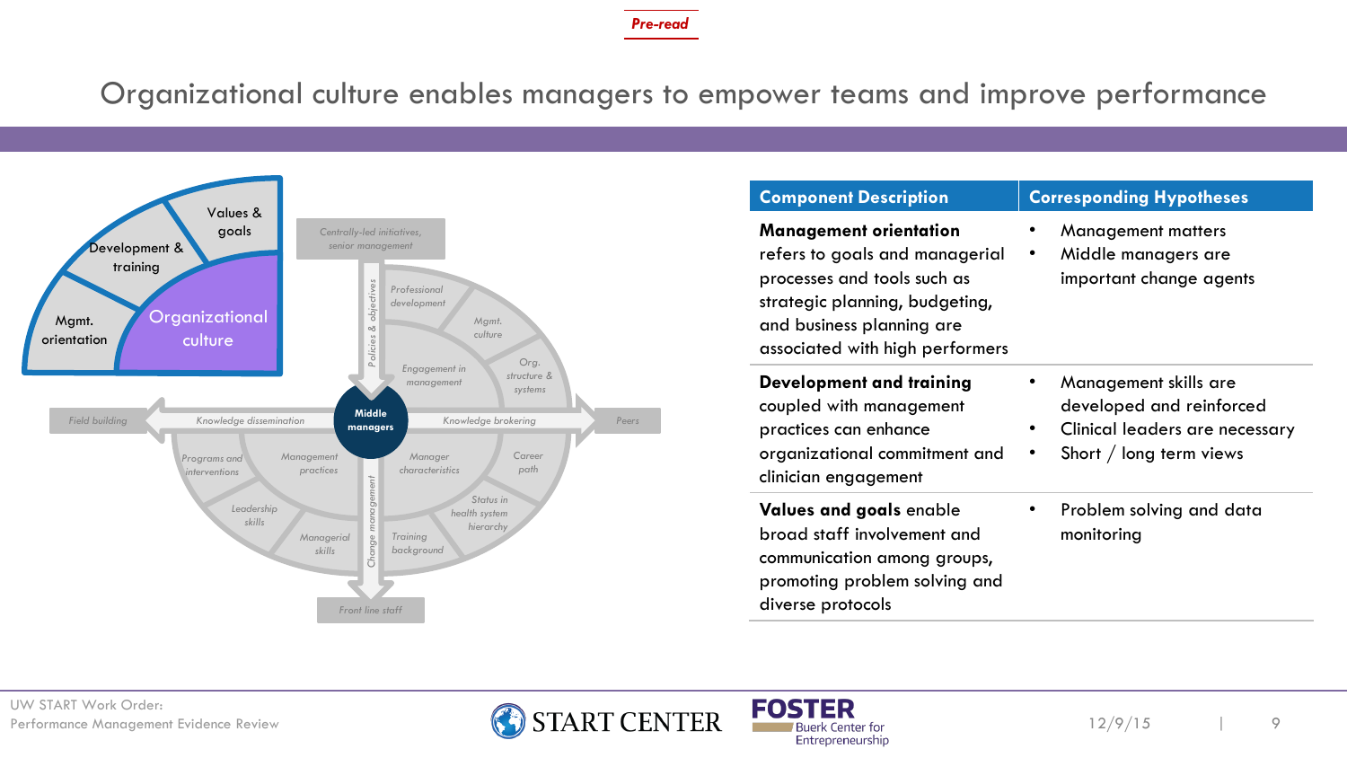*Pre-read*

# Organizational culture enables managers to empower teams and improve performance

Values & goals

Development & training

Mgmt. orientation

Organizational culture

Centrally-led initiatives, senior management

Policies & objectives

Professional development

Mgmt. culture

Engagement in management

Org. structure & systems

Field building

Knowledge dissemination

Middle managers

Knowledge brokering

Peers

Programs and interventions

Management practices

Manager characteristics

Career path

Leadership skills

Status in health system hierarchy

Managerial skills

Change management

Training background

Front line staff

| Component Description | Corresponding Hypotheses |
|---|---|
| **Management orientation** refers to goals and managerial processes and tools such as strategic planning, budgeting, and business planning are associated with high performers | • Management matters<br>• Middle managers are important change agents |
| **Development and training** coupled with management practices can enhance organizational commitment and clinician engagement | • Management skills are developed and reinforced<br>• Clinical leaders are necessary<br>• Short / long term views |
| **Values and goals** enable broad staff involvement and communication among groups, promoting problem solving and diverse protocols | • Problem solving and data monitoring |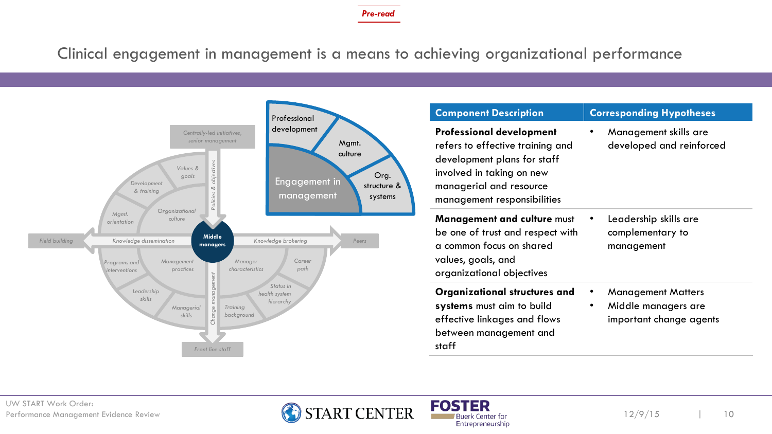*Pre-read*

# Clinical engagement in management is a means to achieving organizational performance

Centrally-led initiatives, senior management

Policies & objectives

Values & goals

Development & training

Mgmt. orientation

Organizational culture

Field building

Knowledge dissemination

Middle managers

Knowledge brokering

Peers

Programs and interventions

Management practices

Manager characteristics

Career path

Status in health system hierarchy

Leadership skills

Managerial skills

Change management

Training background

Front line staff

Professional development

Mgmt. culture

Engagement in management

Org. structure & systems

| Component Description | Corresponding Hypotheses |
|---|---|
| **Professional development** refers to effective training and development plans for staff involved in taking on new managerial and resource management responsibilities | • Management skills are developed and reinforced |
| **Management and culture** must be one of trust and respect with a common focus on shared values, goals, and organizational objectives | • Leadership skills are complementary to management |
| **Organizational structures and systems** must aim to build effective linkages and flows between management and staff | • Management Matters<br>• Middle managers are important change agents |

UW START Work Order:
Performance Management Evidence Review

START CENTER

FOSTER Buerk Center for Entrepreneurship

12/9/15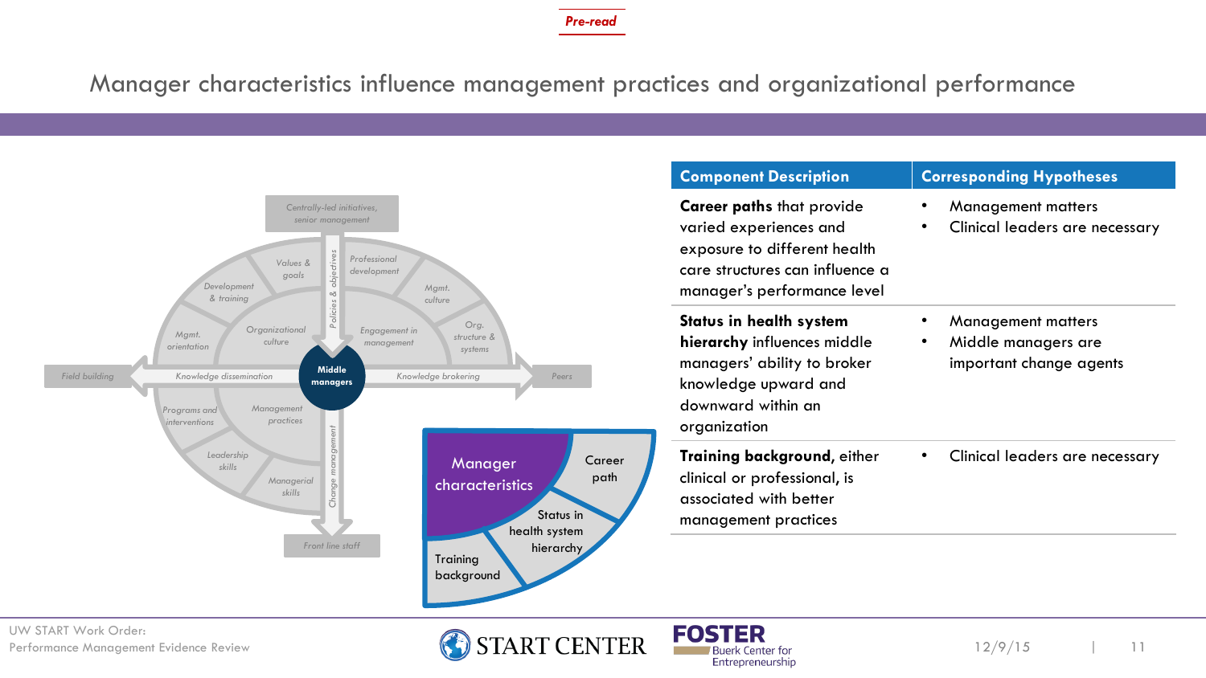Pre-read

# Manager characteristics influence management practices and organizational performance

Centrally-led initiatives, senior management

Values & goals

Professional development

Development & training

Mgmt. culture

Policies & objectives

Mgmt. orientation

Organizational culture

Engagement in management

Org. structure & systems

Field building

Knowledge dissemination

Middle managers

Knowledge brokering

Peers

Programs and interventions

Management practices

Leadership skills

Managerial skills

Change management

Front line staff

Manager characteristics

Career path

Status in health system hierarchy

Training background

| Component Description | Corresponding Hypotheses |
|---|---|
| **Career paths** that provide varied experiences and exposure to different health care structures can influence a manager's performance level | • Management matters<br>• Clinical leaders are necessary |
| **Status in health system hierarchy** influences middle managers' ability to broker knowledge upward and downward within an organization | • Management matters<br>• Middle managers are important change agents |
| **Training background,** either clinical or professional, is associated with better management practices | • Clinical leaders are necessary |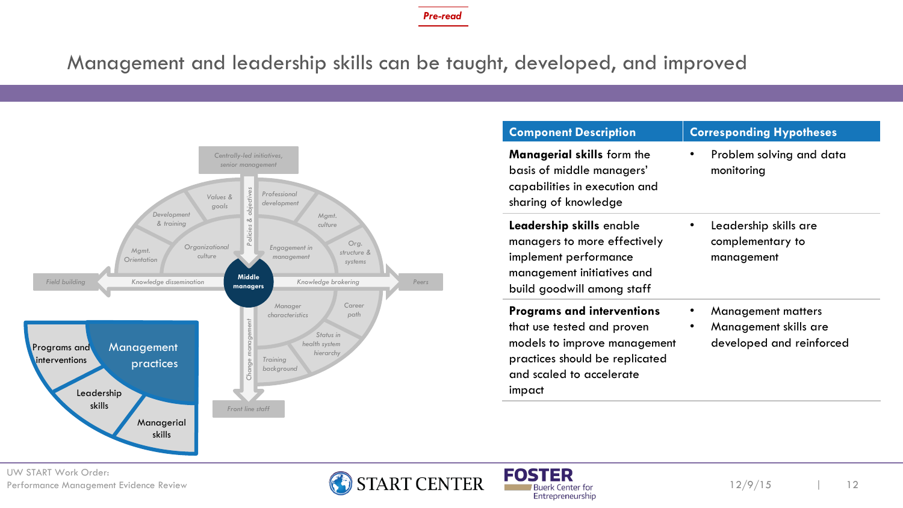*Pre-read*

# Management and leadership skills can be taught, developed, and improved

Centrally-led initiatives, senior management

Values & goals | Professional development | Development & training | Mgmt. culture | Policies & objectives | Mgmt. Orientation | Organizational culture | Engagement in management | Org. structure & systems

Field building | Knowledge dissemination | **Middle managers** | Knowledge brokering | Peers

Manager characteristics | Career path | Status in health system hierarchy | Training background | Change management

Front line staff

Programs and interventions | Management practices | Leadership skills | Managerial skills

| Component Description | Corresponding Hypotheses |
|---|---|
| **Managerial skills** form the basis of middle managers' capabilities in execution and sharing of knowledge | • Problem solving and data monitoring |
| **Leadership skills** enable managers to more effectively implement performance management initiatives and build goodwill among staff | • Leadership skills are complementary to management |
| **Programs and interventions** that use tested and proven models to improve management practices should be replicated and scaled to accelerate impact | • Management matters<br>• Management skills are developed and reinforced |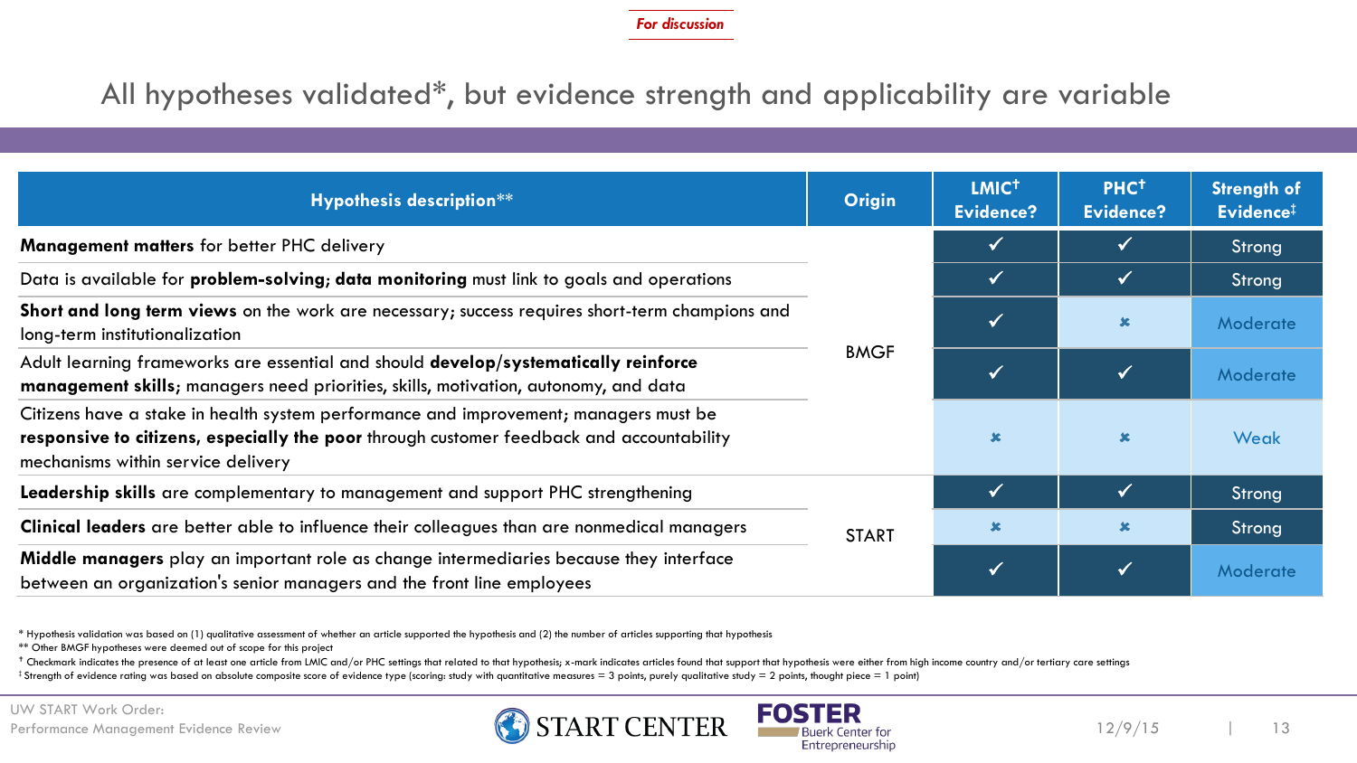*For discussion*

# All hypotheses validated*, but evidence strength and applicability are variable

| Hypothesis description** | Origin | LMIC† Evidence? | PHC† Evidence? | Strength of Evidence‡ |
|---|---|---|---|---|
| **Management matters** for better PHC delivery | BMGF | ✓ | ✓ | Strong |
| Data is available for **problem-solving; data monitoring** must link to goals and operations | BMGF | ✓ | ✓ | Strong |
| **Short and long term views** on the work are necessary; success requires short-term champions and long-term institutionalization | BMGF | ✓ | ✖ | Moderate |
| Adult learning frameworks are essential and should **develop/systematically reinforce management skills**; managers need priorities, skills, motivation, autonomy, and data | BMGF | ✓ | ✓ | Moderate |
| Citizens have a stake in health system performance and improvement; managers must be **responsive to citizens, especially the poor** through customer feedback and accountability mechanisms within service delivery | BMGF | ✖ | ✖ | Weak |
| **Leadership skills** are complementary to management and support PHC strengthening | START | ✓ | ✓ | Strong |
| **Clinical leaders** are better able to influence their colleagues than are nonmedical managers | START | ✖ | ✖ | Strong |
| **Middle managers** play an important role as change intermediaries because they interface between an organization's senior managers and the front line employees | START | ✓ | ✓ | Moderate |

\* Hypothesis validation was based on (1) qualitative assessment of whether an article supported the hypothesis and (2) the number of articles supporting that hypothesis

** Other BMGF hypotheses were deemed out of scope for this project

† Checkmark indicates the presence of at least one article from LMIC and/or PHC settings that related to that hypothesis; x-mark indicates articles found that support that hypothesis were either from high income country and/or tertiary care settings

‡ Strength of evidence rating was based on absolute composite score of evidence type (scoring: study with quantitative measures = 3 points, purely qualitative study = 2 points, thought piece = 1 point)

UW START Work Order:
Performance Management Evidence Review

START CENTER

FOSTER Buerk Center for Entrepreneurship

12/9/15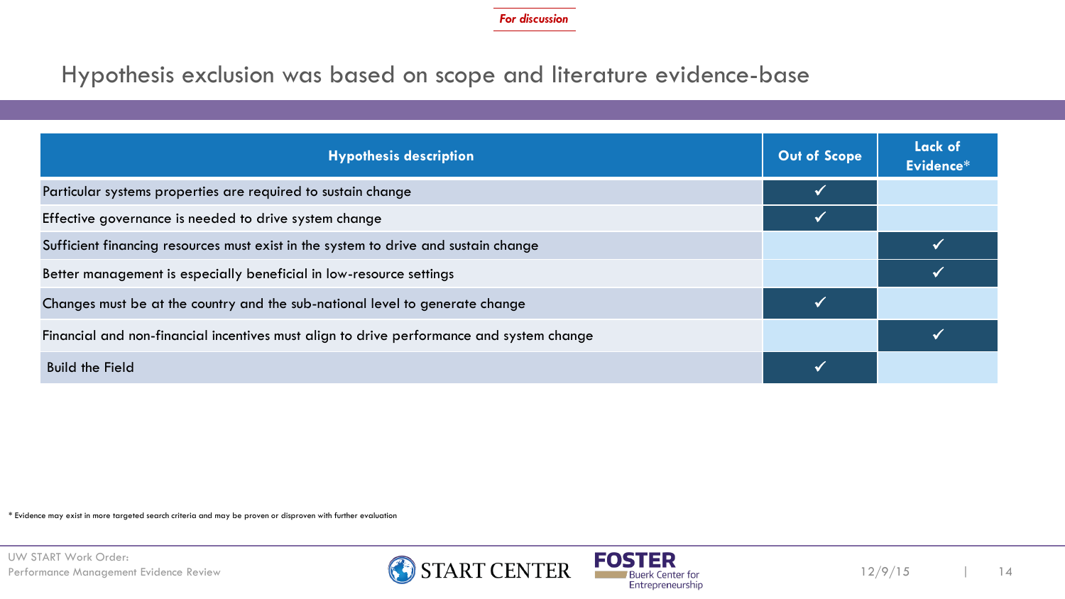*For discussion*

# Hypothesis exclusion was based on scope and literature evidence-base

| Hypothesis description | Out of Scope | Lack of Evidence* |
|---|---|---|
| Particular systems properties are required to sustain change | ✓ | |
| Effective governance is needed to drive system change | ✓ | |
| Sufficient financing resources must exist in the system to drive and sustain change | | ✓ |
| Better management is especially beneficial in low-resource settings | | ✓ |
| Changes must be at the country and the sub-national level to generate change | ✓ | |
| Financial and non-financial incentives must align to drive performance and system change | | ✓ |
| Build the Field | ✓ | |

* Evidence may exist in more targeted search criteria and may be proven or disproven with further evaluation

UW START Work Order:
Performance Management Evidence Review

START CENTER

FOSTER Buerk Center for Entrepreneurship

12/9/15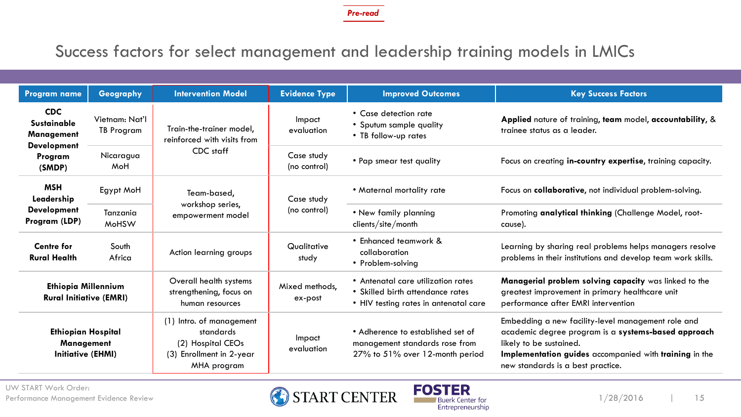*Pre-read*

# Success factors for select management and leadership training models in LMICs

| Program name | Geography | Intervention Model | Evidence Type | Improved Outcomes | Key Success Factors |
|---|---|---|---|---|---|
| **CDC Sustainable Management Development Program (SMDP)** | Vietnam: Nat'l TB Program | Train-the-trainer model, reinforced with visits from CDC staff | Impact evaluation | • Case detection rate<br>• Sputum sample quality<br>• TB follow-up rates | **Applied** nature of training, **team** model, **accountability**, & trainee status as a leader. |
| | Nicaragua MoH | | Case study (no control) | • Pap smear test quality | Focus on creating **in-country expertise**, training capacity. |
| **MSH Leadership Development Program (LDP)** | Egypt MoH | Team-based, workshop series, empowerment model | Case study (no control) | • Maternal mortality rate | Focus on **collaborative**, not individual problem-solving. |
| | Tanzania MoHSW | | | • New family planning clients/site/month | Promoting **analytical thinking** (Challenge Model, root-cause). |
| **Centre for Rural Health** | South Africa | Action learning groups | Qualitative study | • Enhanced teamwork & collaboration<br>• Problem-solving | Learning by sharing real problems helps managers resolve problems in their institutions and develop team work skills. |
| **Ethiopia Millennium Rural Initiative (EMRI)** | | Overall health systems strengthening, focus on human resources | Mixed methods, ex-post | • Antenatal care utilization rates<br>• Skilled birth attendance rates<br>• HIV testing rates in antenatal care | **Managerial problem solving capacity** was linked to the greatest improvement in primary healthcare unit performance after EMRI intervention |
| **Ethiopian Hospital Management Initiative (EHMI)** | | (1) Intro. of management standards<br>(2) Hospital CEOs<br>(3) Enrollment in 2-year MHA program | Impact evaluation | • Adherence to established set of management standards rose from 27% to 51% over 12-month period | Embedding a new facility-level management role and academic degree program is a **systems-based approach** likely to be sustained.<br>**Implementation guides** accompanied with **training** in the new standards is a best practice. |

UW START Work Order: Performance Management Evidence Review

1/28/2016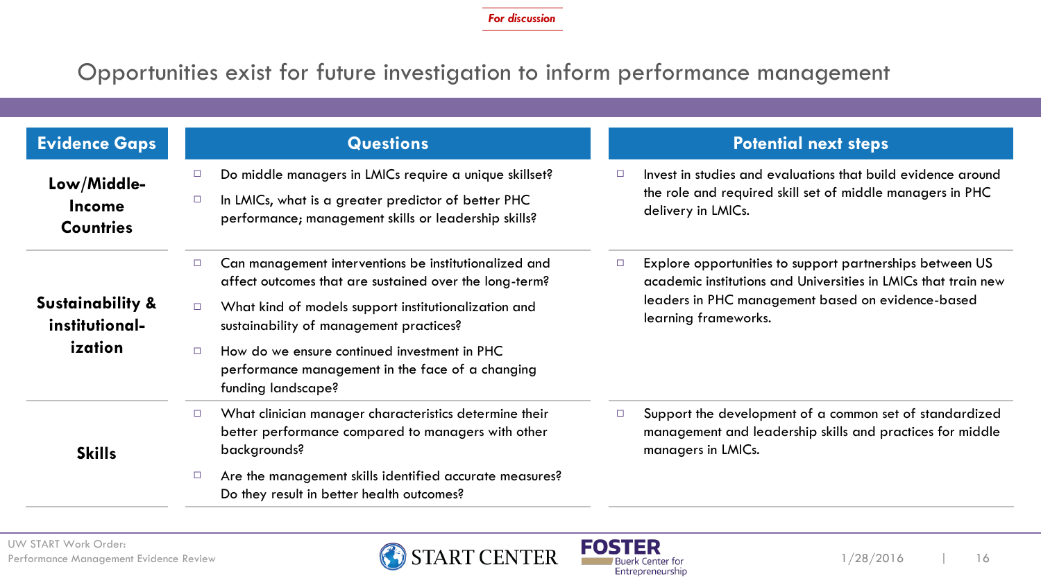*For discussion*

# Opportunities exist for future investigation to inform performance management

| Evidence Gaps | Questions | Potential next steps |
|---|---|---|
| **Low/Middle-Income Countries** | ▫ Do middle managers in LMICs require a unique skillset?<br>▫ In LMICs, what is a greater predictor of better PHC performance; management skills or leadership skills? | ▫ Invest in studies and evaluations that build evidence around the role and required skill set of middle managers in PHC delivery in LMICs. |
| **Sustainability & institutional-ization** | ▫ Can management interventions be institutionalized and affect outcomes that are sustained over the long-term?<br>▫ What kind of models support institutionalization and sustainability of management practices?<br>▫ How do we ensure continued investment in PHC performance management in the face of a changing funding landscape? | ▫ Explore opportunities to support partnerships between US academic institutions and Universities in LMICs that train new leaders in PHC management based on evidence-based learning frameworks. |
| **Skills** | ▫ What clinician manager characteristics determine their better performance compared to managers with other backgrounds?<br>▫ Are the management skills identified accurate measures? Do they result in better health outcomes? | ▫ Support the development of a common set of standardized management and leadership skills and practices for middle managers in LMICs. |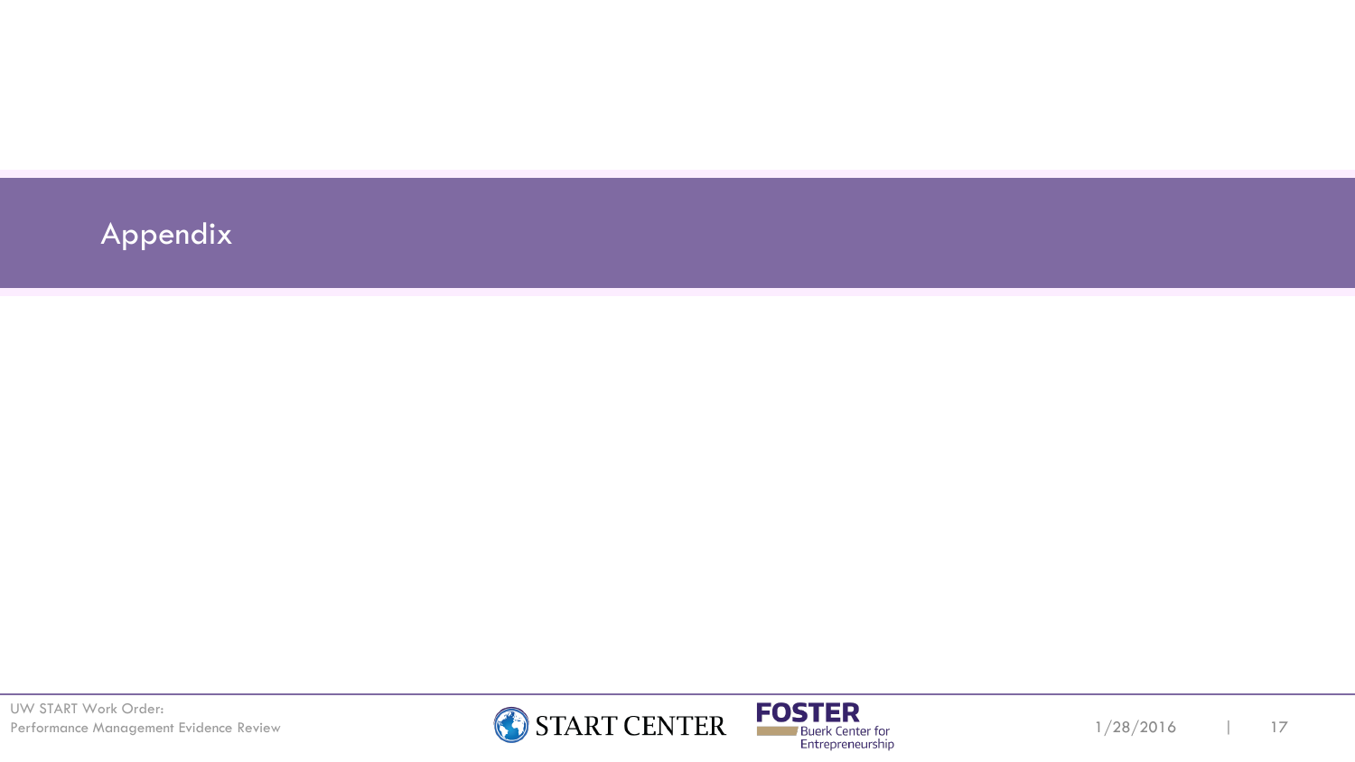# Appendix